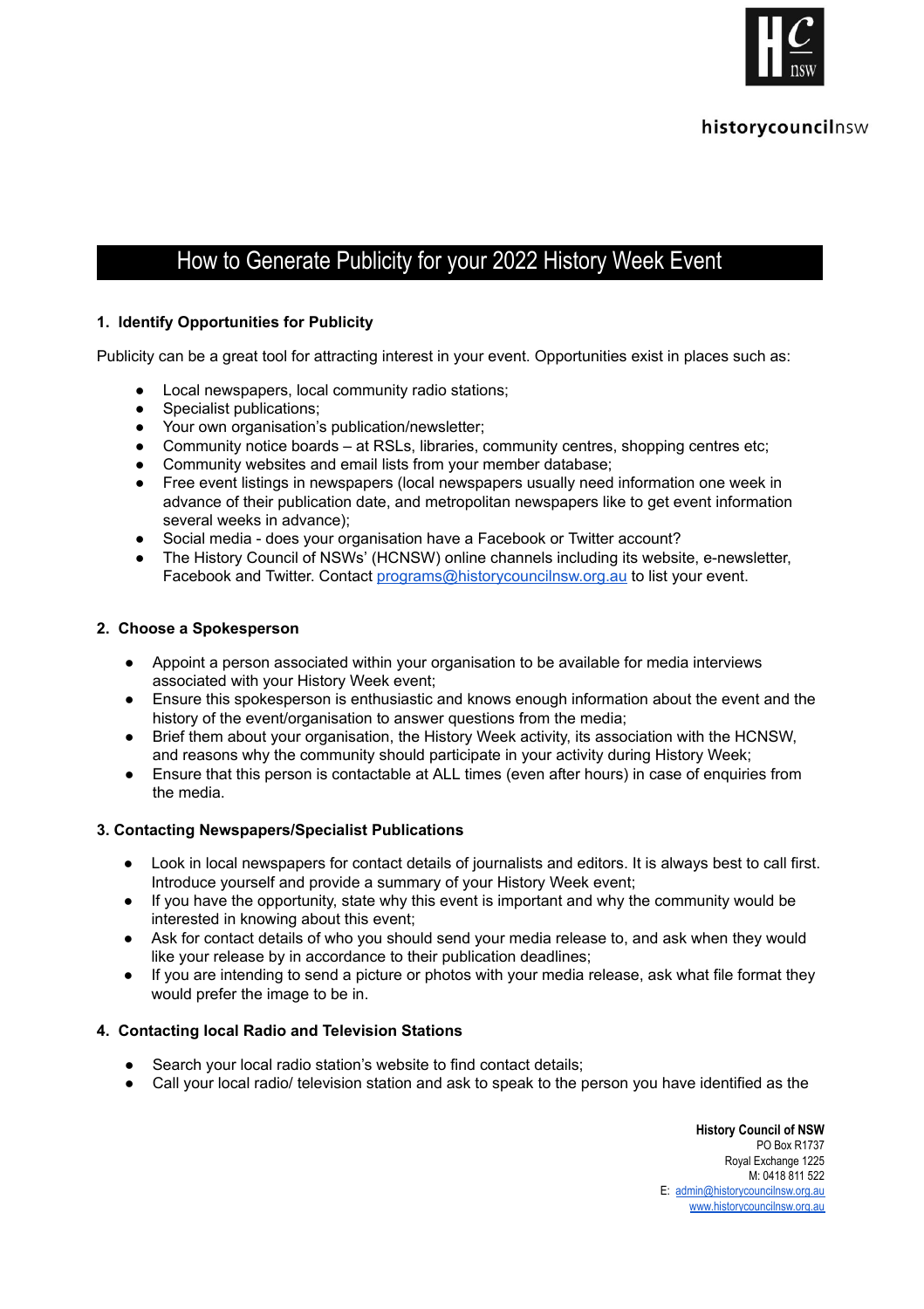# How to Generate Publicity for your 2022 History Week Event

### 1. Identify Opportunities for Publicity

Publicity can be a great tool for attracting interest in your event. Opportunities exist in places such as:

- Local newspapers, local community radio stations;
- Specialist publications;
- Your own organisation's publication/newsletter;
- Community notice boards – at RSLs, libraries, community centres, shopping centres etc;
- Community websites and email lists from your member database;
- Free event listings in newspapers (local newspapers usually need information one week in advance of their publication date, and metropolitan newspapers like to get event information several weeks in advance);
- Social media - does your organisation have a Facebook or Twitter account?
- The History Council of NSWs' (HCNSW) online channels including its website, e-newsletter, Facebook and Twitter. Contact programs@historycouncilnsw.org.au to list your event.

### 2. Choose a Spokesperson

- Appoint a person associated within your organisation to be available for media interviews associated with your History Week event;
- Ensure this spokesperson is enthusiastic and knows enough information about the event and the history of the event/organisation to answer questions from the media;
- Brief them about your organisation, the History Week activity, its association with the HCNSW, and reasons why the community should participate in your activity during History Week;
- Ensure that this person is contactable at ALL times (even after hours) in case of enquiries from the media.

### 3. Contacting Newspapers/Specialist Publications

- Look in local newspapers for contact details of journalists and editors. It is always best to call first. Introduce yourself and provide a summary of your History Week event;
- If you have the opportunity, state why this event is important and why the community would be interested in knowing about this event;
- Ask for contact details of who you should send your media release to, and ask when they would like your release by in accordance to their publication deadlines;
- If you are intending to send a picture or photos with your media release, ask what file format they would prefer the image to be in.

### 4. Contacting local Radio and Television Stations

- Search your local radio station's website to find contact details;
- Call your local radio/ television station and ask to speak to the person you have identified as the

**History Council of NSW**
PO Box R1737
Royal Exchange 1225
M: 0418 811 522
E: admin@historycouncilnsw.org.au
www.historycouncilnsw.org.au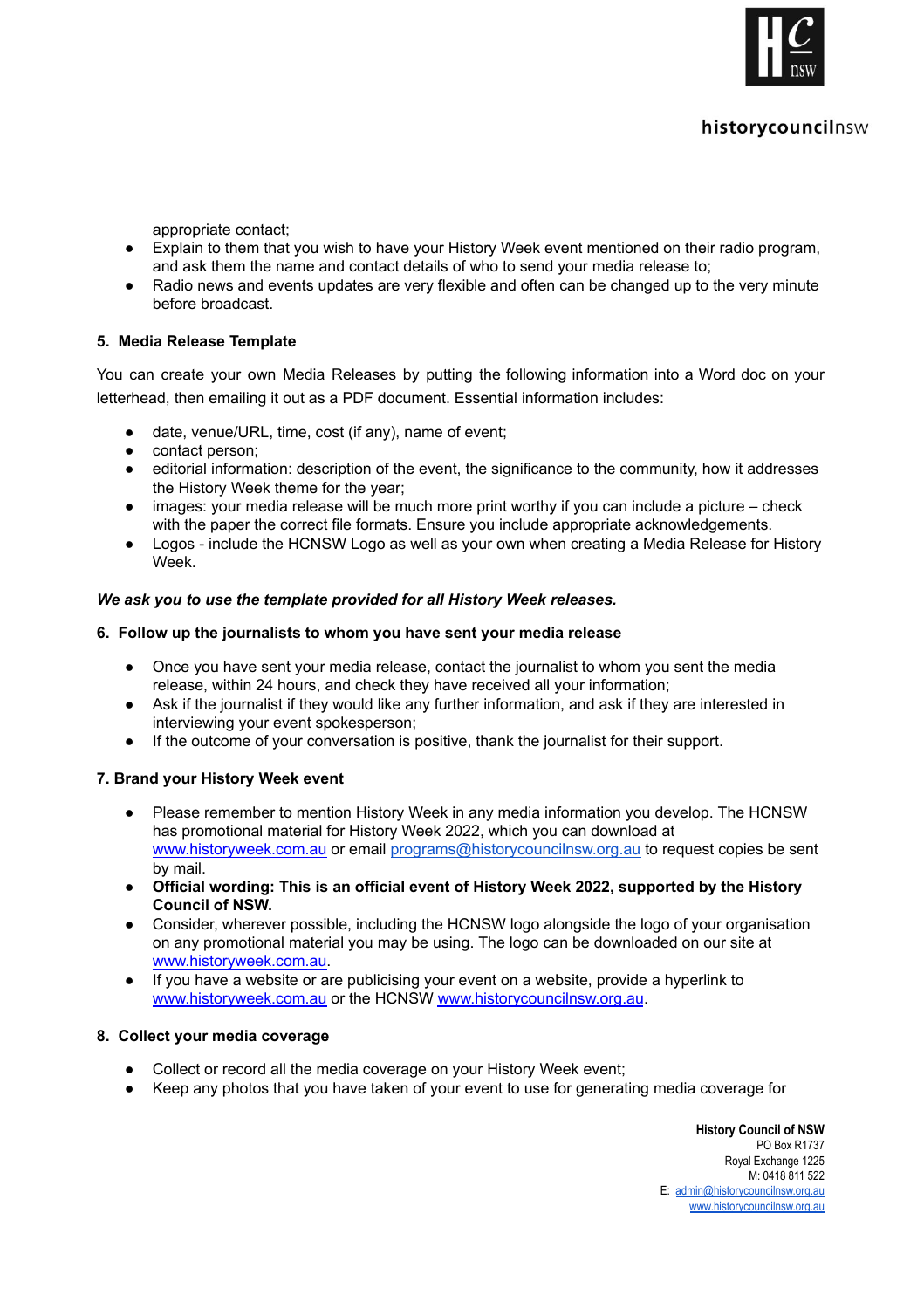appropriate contact;

- Explain to them that you wish to have your History Week event mentioned on their radio program, and ask them the name and contact details of who to send your media release to;
- Radio news and events updates are very flexible and often can be changed up to the very minute before broadcast.

### 5. Media Release Template

You can create your own Media Releases by putting the following information into a Word doc on your letterhead, then emailing it out as a PDF document. Essential information includes:

- date, venue/URL, time, cost (if any), name of event;
- contact person;
- editorial information: description of the event, the significance to the community, how it addresses the History Week theme for the year;
- images: your media release will be much more print worthy if you can include a picture – check with the paper the correct file formats. Ensure you include appropriate acknowledgements.
- Logos - include the HCNSW Logo as well as your own when creating a Media Release for History Week.

***<u>We ask you to use the template provided for all History Week releases.</u>***

### 6. Follow up the journalists to whom you have sent your media release

- Once you have sent your media release, contact the journalist to whom you sent the media release, within 24 hours, and check they have received all your information;
- Ask if the journalist if they would like any further information, and ask if they are interested in interviewing your event spokesperson;
- If the outcome of your conversation is positive, thank the journalist for their support.

### 7. Brand your History Week event

- Please remember to mention History Week in any media information you develop. The HCNSW has promotional material for History Week 2022, which you can download at www.historyweek.com.au or email programs@historycouncilnsw.org.au to request copies be sent by mail.
- **Official wording: This is an official event of History Week 2022, supported by the History Council of NSW.**
- Consider, wherever possible, including the HCNSW logo alongside the logo of your organisation on any promotional material you may be using. The logo can be downloaded on our site at www.historyweek.com.au.
- If you have a website or are publicising your event on a website, provide a hyperlink to www.historyweek.com.au or the HCNSW www.historycouncilnsw.org.au.

### 8. Collect your media coverage

- Collect or record all the media coverage on your History Week event;
- Keep any photos that you have taken of your event to use for generating media coverage for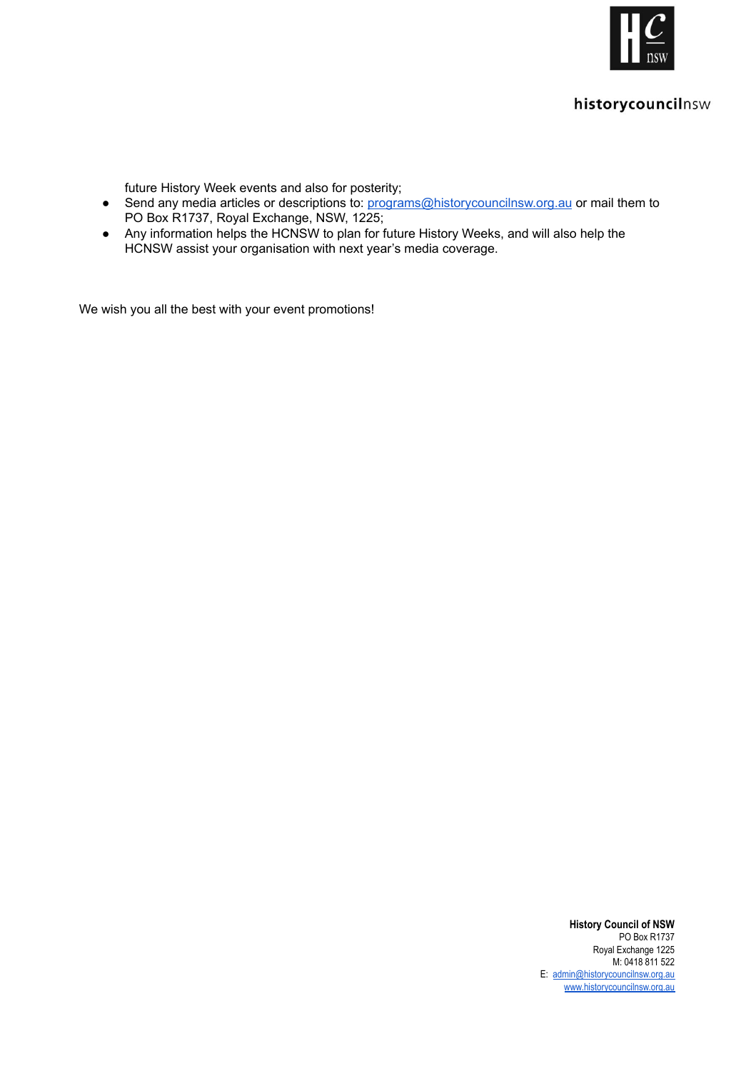future History Week events and also for posterity;

- Send any media articles or descriptions to: programs@historycouncilnsw.org.au or mail them to PO Box R1737, Royal Exchange, NSW, 1225;
- Any information helps the HCNSW to plan for future History Weeks, and will also help the HCNSW assist your organisation with next year's media coverage.

We wish you all the best with your event promotions!

**History Council of NSW**
PO Box R1737
Royal Exchange 1225
M: 0418 811 522
E: admin@historycouncilnsw.org.au
www.historycouncilnsw.org.au